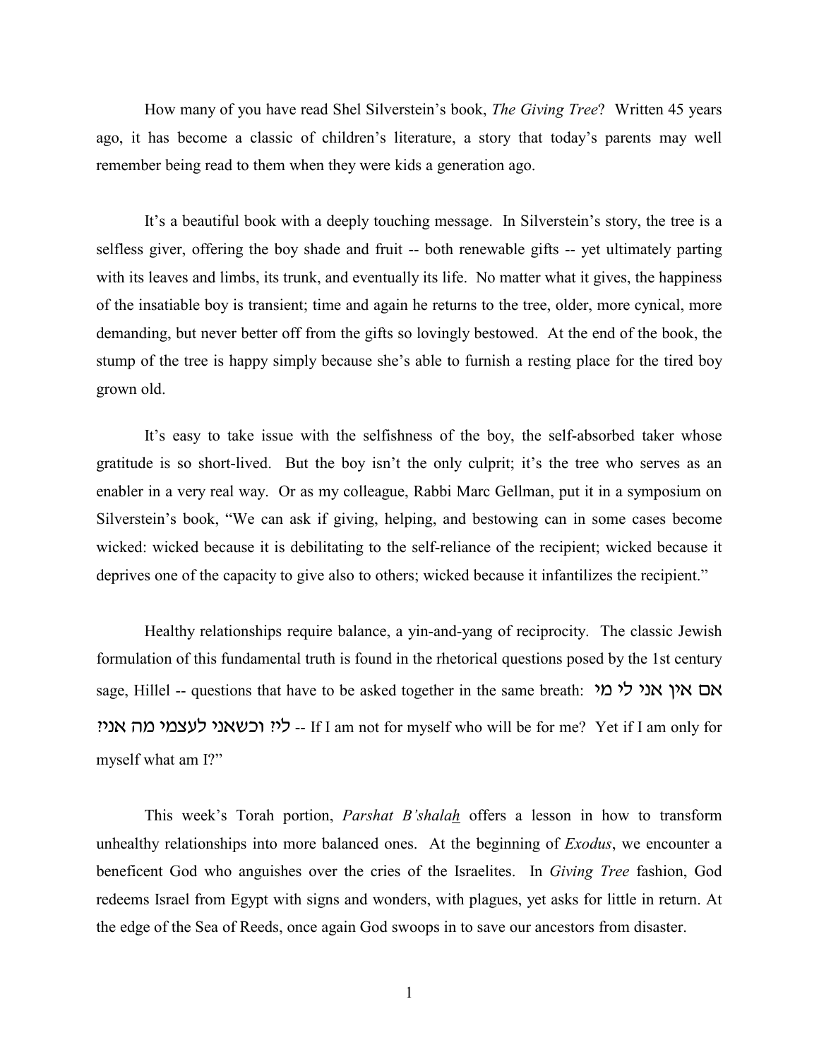How many of you have read Shel Silverstein's book, *The Giving Tree*? Written 45 years ago, it has become a classic of children's literature, a story that today's parents may well remember being read to them when they were kids a generation ago.

It's a beautiful book with a deeply touching message. In Silverstein's story, the tree is a selfless giver, offering the boy shade and fruit -- both renewable gifts -- yet ultimately parting with its leaves and limbs, its trunk, and eventually its life. No matter what it gives, the happiness of the insatiable boy is transient; time and again he returns to the tree, older, more cynical, more demanding, but never better off from the gifts so lovingly bestowed. At the end of the book, the stump of the tree is happy simply because she's able to furnish a resting place for the tired boy grown old.

It's easy to take issue with the selfishness of the boy, the self-absorbed taker whose gratitude is so short-lived. But the boy isn't the only culprit; it's the tree who serves as an enabler in a very real way. Or as my colleague, Rabbi Marc Gellman, put it in a symposium on Silverstein's book, "We can ask if giving, helping, and bestowing can in some cases become wicked: wicked because it is debilitating to the self-reliance of the recipient; wicked because it deprives one of the capacity to give also to others; wicked because it infantilizes the recipient."

Healthy relationships require balance, a yin-and-yang of reciprocity. The classic Jewish formulation of this fundamental truth is found in the rhetorical questions posed by the 1st century sage, Hillel -- questions that have to be asked together in the same breath: אם אין אני לי מי לי? וכשאני לעצמי מה אני? -- If I am not for myself who will be for me? Yet if I am only for myself what am I?"

This week's Torah portion, *Parshat B'shalah* offers a lesson in how to transform unhealthy relationships into more balanced ones. At the beginning of *Exodus*, we encounter a beneficent God who anguishes over the cries of the Israelites. In *Giving Tree* fashion, God redeems Israel from Egypt with signs and wonders, with plagues, yet asks for little in return. At the edge of the Sea of Reeds, once again God swoops in to save our ancestors from disaster.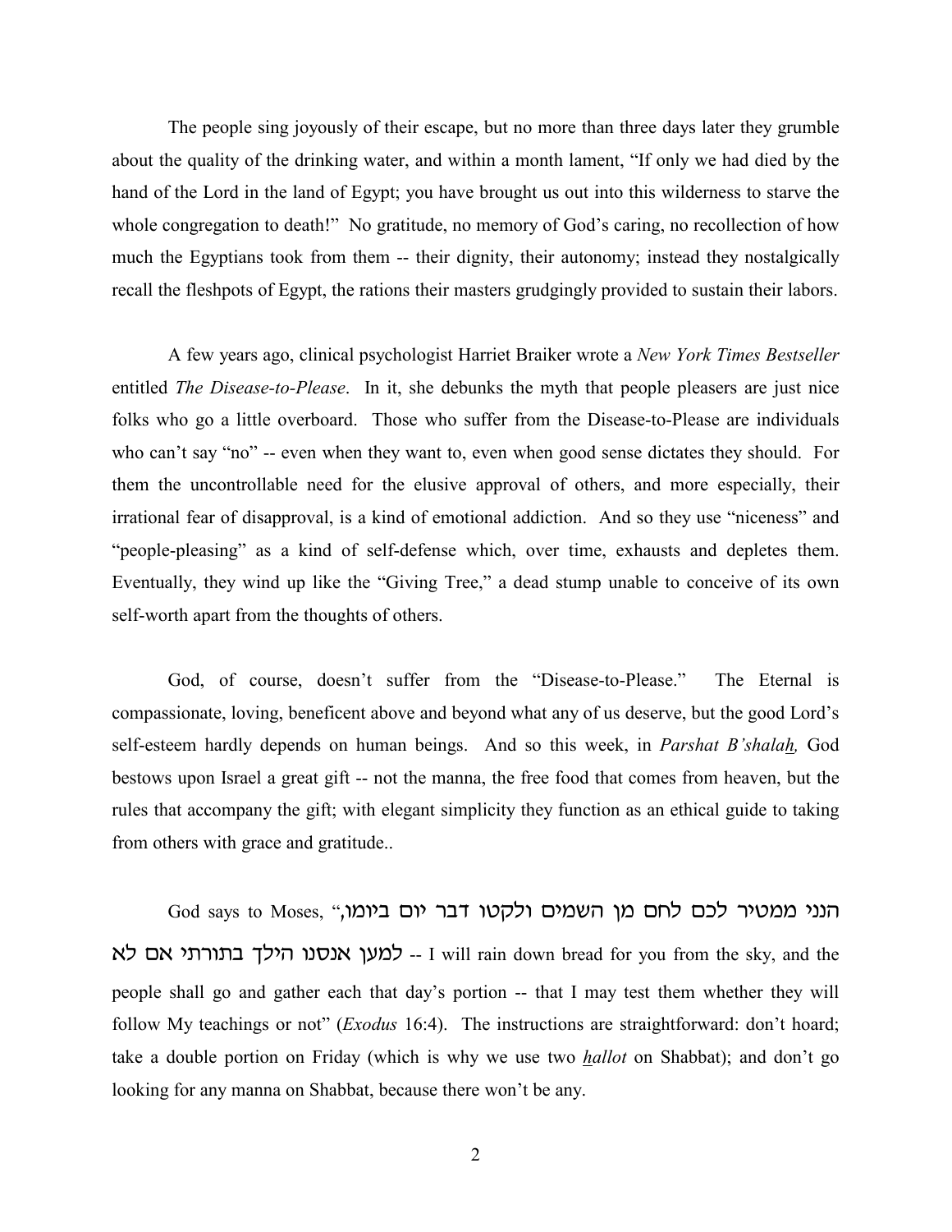The people sing joyously of their escape, but no more than three days later they grumble about the quality of the drinking water, and within a month lament, "If only we had died by the hand of the Lord in the land of Egypt; you have brought us out into this wilderness to starve the whole congregation to death!" No gratitude, no memory of God's caring, no recollection of how much the Egyptians took from them -- their dignity, their autonomy; instead they nostalgically recall the fleshpots of Egypt, the rations their masters grudgingly provided to sustain their labors.

A few years ago, clinical psychologist Harriet Braiker wrote a *New York Times Bestseller* entitled *The Disease-to-Please*. In it, she debunks the myth that people pleasers are just nice folks who go a little overboard. Those who suffer from the Disease-to-Please are individuals who can't say "no" -- even when they want to, even when good sense dictates they should. For them the uncontrollable need for the elusive approval of others, and more especially, their irrational fear of disapproval, is a kind of emotional addiction. And so they use "niceness" and "people-pleasing" as a kind of self-defense which, over time, exhausts and depletes them. Eventually, they wind up like the "Giving Tree," a dead stump unable to conceive of its own self-worth apart from the thoughts of others.

God, of course, doesn't suffer from the "Disease-to-Please." The Eternal is compassionate, loving, beneficent above and beyond what any of us deserve, but the good Lord's self-esteem hardly depends on human beings. And so this week, in *Parshat B'shalah,* God bestows upon Israel a great gift -- not the manna, the free food that comes from heaven, but the rules that accompany the gift; with elegant simplicity they function as an ethical guide to taking from others with grace and gratitude..

God says to Moses, "הנני ממטיר לכם לחם מן השמים ולקטו דבר יום ביומו, למען אנסנו הילך בתורתי אם לא -- I will rain down bread for you from the sky, and the people shall go and gather each that day's portion -- that I may test them whether they will follow My teachings or not" (*Exodus* 16:4). The instructions are straightforward: don't hoard; take a double portion on Friday (which is why we use two *hallot* on Shabbat); and don't go looking for any manna on Shabbat, because there won't be any.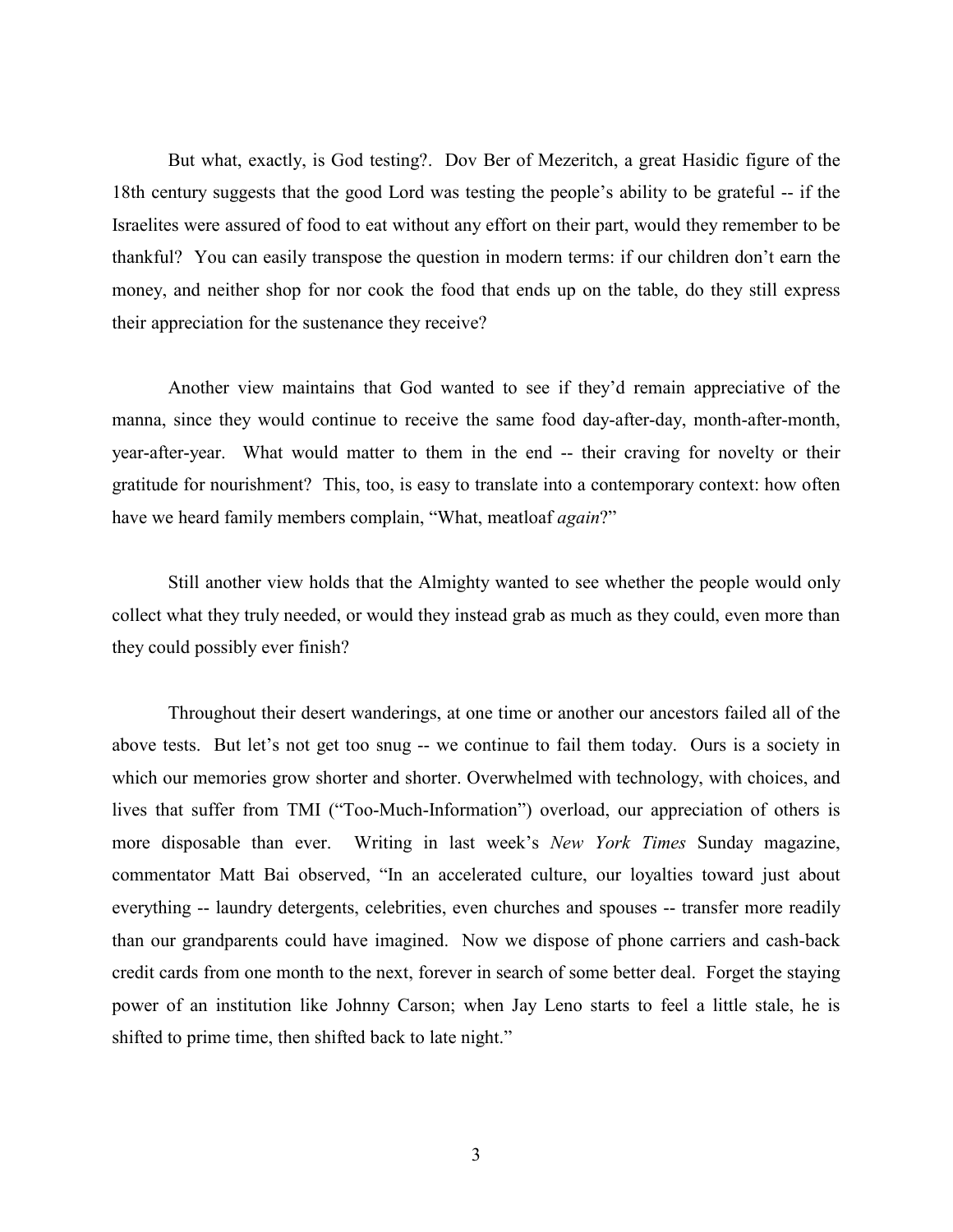But what, exactly, is God testing?. Dov Ber of Mezeritch, a great Hasidic figure of the 18th century suggests that the good Lord was testing the people's ability to be grateful -- if the Israelites were assured of food to eat without any effort on their part, would they remember to be thankful? You can easily transpose the question in modern terms: if our children don't earn the money, and neither shop for nor cook the food that ends up on the table, do they still express their appreciation for the sustenance they receive?

Another view maintains that God wanted to see if they'd remain appreciative of the manna, since they would continue to receive the same food day-after-day, month-after-month, year-after-year. What would matter to them in the end -- their craving for novelty or their gratitude for nourishment? This, too, is easy to translate into a contemporary context: how often have we heard family members complain, "What, meatloaf *again*?"

Still another view holds that the Almighty wanted to see whether the people would only collect what they truly needed, or would they instead grab as much as they could, even more than they could possibly ever finish?

Throughout their desert wanderings, at one time or another our ancestors failed all of the above tests. But let's not get too snug -- we continue to fail them today. Ours is a society in which our memories grow shorter and shorter. Overwhelmed with technology, with choices, and lives that suffer from TMI ("Too-Much-Information") overload, our appreciation of others is more disposable than ever. Writing in last week's *New York Times* Sunday magazine, commentator Matt Bai observed, "In an accelerated culture, our loyalties toward just about everything -- laundry detergents, celebrities, even churches and spouses -- transfer more readily than our grandparents could have imagined. Now we dispose of phone carriers and cash-back credit cards from one month to the next, forever in search of some better deal. Forget the staying power of an institution like Johnny Carson; when Jay Leno starts to feel a little stale, he is shifted to prime time, then shifted back to late night."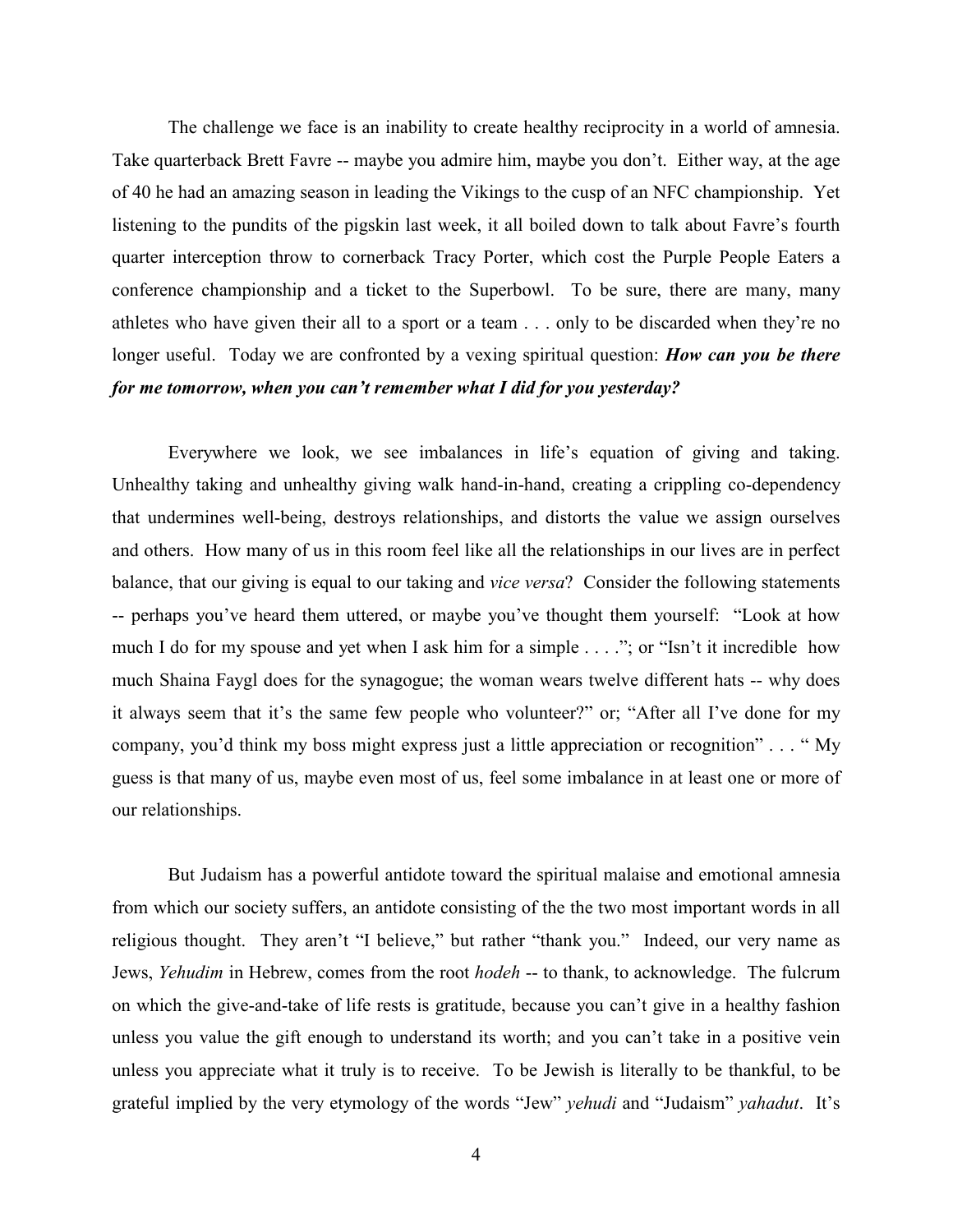The challenge we face is an inability to create healthy reciprocity in a world of amnesia. Take quarterback Brett Favre -- maybe you admire him, maybe you don't. Either way, at the age of 40 he had an amazing season in leading the Vikings to the cusp of an NFC championship. Yet listening to the pundits of the pigskin last week, it all boiled down to talk about Favre's fourth quarter interception throw to cornerback Tracy Porter, which cost the Purple People Eaters a conference championship and a ticket to the Superbowl. To be sure, there are many, many athletes who have given their all to a sport or a team . . . only to be discarded when they're no longer useful. Today we are confronted by a vexing spiritual question: ***How can you be there for me tomorrow, when you can't remember what I did for you yesterday?***

Everywhere we look, we see imbalances in life's equation of giving and taking. Unhealthy taking and unhealthy giving walk hand-in-hand, creating a crippling co-dependency that undermines well-being, destroys relationships, and distorts the value we assign ourselves and others. How many of us in this room feel like all the relationships in our lives are in perfect balance, that our giving is equal to our taking and *vice versa*? Consider the following statements -- perhaps you've heard them uttered, or maybe you've thought them yourself: "Look at how much I do for my spouse and yet when I ask him for a simple . . . ."; or "Isn't it incredible how much Shaina Faygl does for the synagogue; the woman wears twelve different hats -- why does it always seem that it's the same few people who volunteer?" or; "After all I've done for my company, you'd think my boss might express just a little appreciation or recognition" . . . " My guess is that many of us, maybe even most of us, feel some imbalance in at least one or more of our relationships.

But Judaism has a powerful antidote toward the spiritual malaise and emotional amnesia from which our society suffers, an antidote consisting of the the two most important words in all religious thought. They aren't "I believe," but rather "thank you." Indeed, our very name as Jews, *Yehudim* in Hebrew, comes from the root *hodeh* -- to thank, to acknowledge. The fulcrum on which the give-and-take of life rests is gratitude, because you can't give in a healthy fashion unless you value the gift enough to understand its worth; and you can't take in a positive vein unless you appreciate what it truly is to receive. To be Jewish is literally to be thankful, to be grateful implied by the very etymology of the words "Jew" *yehudi* and "Judaism" *yahadut*. It's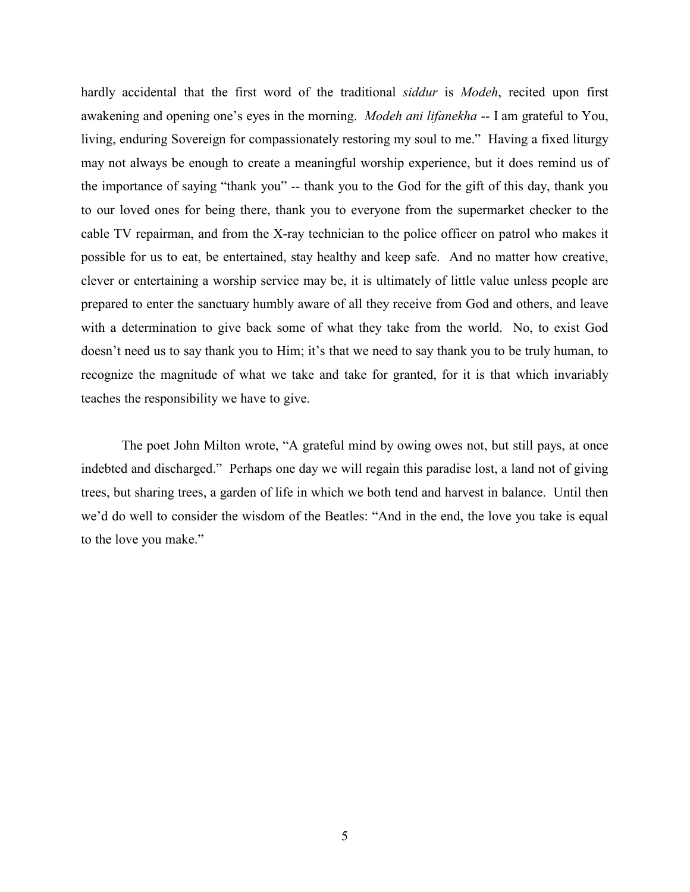hardly accidental that the first word of the traditional *siddur* is *Modeh*, recited upon first awakening and opening one's eyes in the morning. *Modeh ani lifanekha* -- I am grateful to You, living, enduring Sovereign for compassionately restoring my soul to me." Having a fixed liturgy may not always be enough to create a meaningful worship experience, but it does remind us of the importance of saying "thank you" -- thank you to the God for the gift of this day, thank you to our loved ones for being there, thank you to everyone from the supermarket checker to the cable TV repairman, and from the X-ray technician to the police officer on patrol who makes it possible for us to eat, be entertained, stay healthy and keep safe. And no matter how creative, clever or entertaining a worship service may be, it is ultimately of little value unless people are prepared to enter the sanctuary humbly aware of all they receive from God and others, and leave with a determination to give back some of what they take from the world. No, to exist God doesn't need us to say thank you to Him; it's that we need to say thank you to be truly human, to recognize the magnitude of what we take and take for granted, for it is that which invariably teaches the responsibility we have to give.

The poet John Milton wrote, "A grateful mind by owing owes not, but still pays, at once indebted and discharged." Perhaps one day we will regain this paradise lost, a land not of giving trees, but sharing trees, a garden of life in which we both tend and harvest in balance. Until then we'd do well to consider the wisdom of the Beatles: "And in the end, the love you take is equal to the love you make."